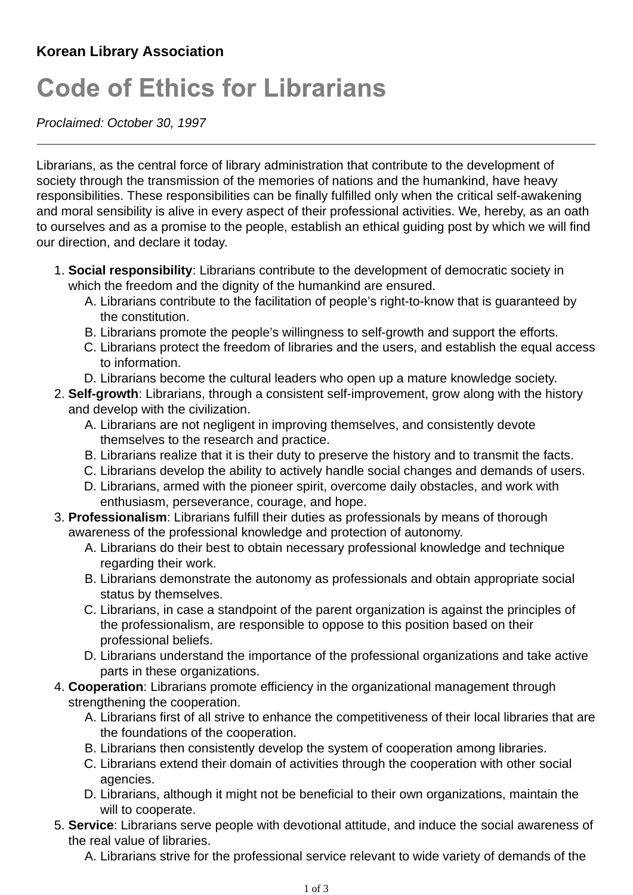**Korean Library Association**

# Code of Ethics for Librarians

*Proclaimed: October 30, 1997*

---

Librarians, as the central force of library administration that contribute to the development of society through the transmission of the memories of nations and the humankind, have heavy responsibilities. These responsibilities can be finally fulfilled only when the critical self-awakening and moral sensibility is alive in every aspect of their professional activities. We, hereby, as an oath to ourselves and as a promise to the people, establish an ethical guiding post by which we will find our direction, and declare it today.

1. **Social responsibility**: Librarians contribute to the development of democratic society in which the freedom and the dignity of the humankind are ensured.
   A. Librarians contribute to the facilitation of people's right-to-know that is guaranteed by the constitution.
   B. Librarians promote the people's willingness to self-growth and support the efforts.
   C. Librarians protect the freedom of libraries and the users, and establish the equal access to information.
   D. Librarians become the cultural leaders who open up a mature knowledge society.
2. **Self-growth**: Librarians, through a consistent self-improvement, grow along with the history and develop with the civilization.
   A. Librarians are not negligent in improving themselves, and consistently devote themselves to the research and practice.
   B. Librarians realize that it is their duty to preserve the history and to transmit the facts.
   C. Librarians develop the ability to actively handle social changes and demands of users.
   D. Librarians, armed with the pioneer spirit, overcome daily obstacles, and work with enthusiasm, perseverance, courage, and hope.
3. **Professionalism**: Librarians fulfill their duties as professionals by means of thorough awareness of the professional knowledge and protection of autonomy.
   A. Librarians do their best to obtain necessary professional knowledge and technique regarding their work.
   B. Librarians demonstrate the autonomy as professionals and obtain appropriate social status by themselves.
   C. Librarians, in case a standpoint of the parent organization is against the principles of the professionalism, are responsible to oppose to this position based on their professional beliefs.
   D. Librarians understand the importance of the professional organizations and take active parts in these organizations.
4. **Cooperation**: Librarians promote efficiency in the organizational management through strengthening the cooperation.
   A. Librarians first of all strive to enhance the competitiveness of their local libraries that are the foundations of the cooperation.
   B. Librarians then consistently develop the system of cooperation among libraries.
   C. Librarians extend their domain of activities through the cooperation with other social agencies.
   D. Librarians, although it might not be beneficial to their own organizations, maintain the will to cooperate.
5. **Service**: Librarians serve people with devotional attitude, and induce the social awareness of the real value of libraries.
   A. Librarians strive for the professional service relevant to wide variety of demands of the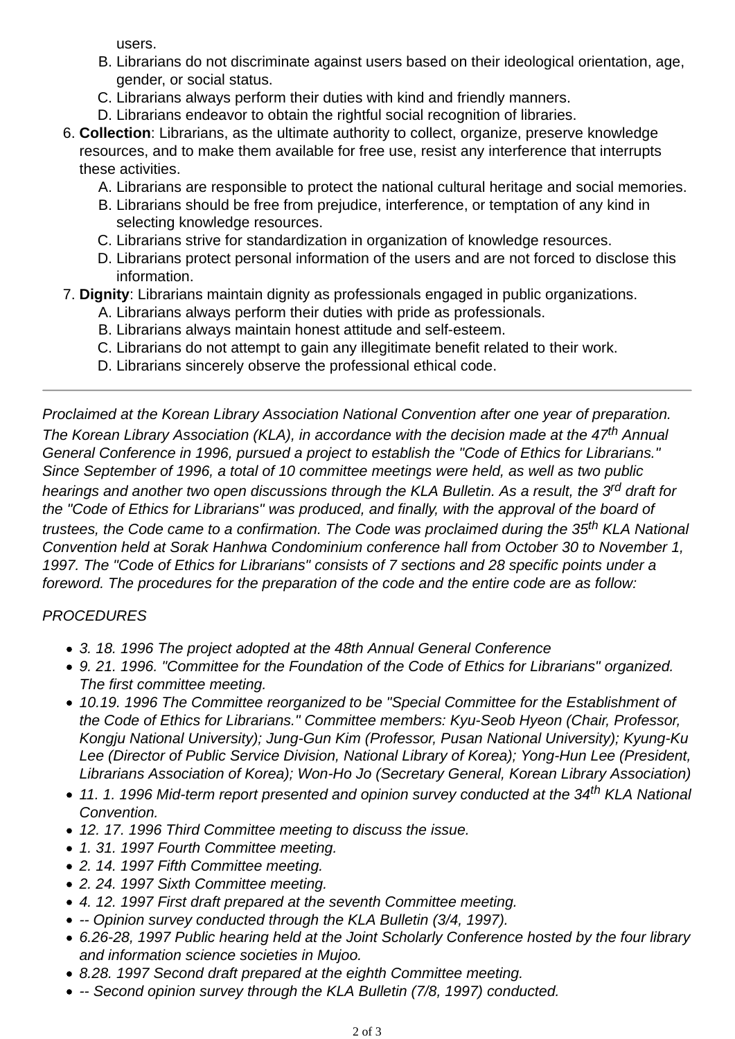users.

B. Librarians do not discriminate against users based on their ideological orientation, age, gender, or social status.
C. Librarians always perform their duties with kind and friendly manners.
D. Librarians endeavor to obtain the rightful social recognition of libraries.

6. **Collection**: Librarians, as the ultimate authority to collect, organize, preserve knowledge resources, and to make them available for free use, resist any interference that interrupts these activities.
    A. Librarians are responsible to protect the national cultural heritage and social memories.
    B. Librarians should be free from prejudice, interference, or temptation of any kind in selecting knowledge resources.
    C. Librarians strive for standardization in organization of knowledge resources.
    D. Librarians protect personal information of the users and are not forced to disclose this information.
7. **Dignity**: Librarians maintain dignity as professionals engaged in public organizations.
    A. Librarians always perform their duties with pride as professionals.
    B. Librarians always maintain honest attitude and self-esteem.
    C. Librarians do not attempt to gain any illegitimate benefit related to their work.
    D. Librarians sincerely observe the professional ethical code.

---

*Proclaimed at the Korean Library Association National Convention after one year of preparation. The Korean Library Association (KLA), in accordance with the decision made at the 47th Annual General Conference in 1996, pursued a project to establish the "Code of Ethics for Librarians." Since September of 1996, a total of 10 committee meetings were held, as well as two public hearings and another two open discussions through the KLA Bulletin. As a result, the 3rd draft for the "Code of Ethics for Librarians" was produced, and finally, with the approval of the board of trustees, the Code came to a confirmation. The Code was proclaimed during the 35th KLA National Convention held at Sorak Hanhwa Condominium conference hall from October 30 to November 1, 1997. The "Code of Ethics for Librarians" consists of 7 sections and 28 specific points under a foreword. The procedures for the preparation of the code and the entire code are as follow:*

*PROCEDURES*

- *3. 18. 1996 The project adopted at the 48th Annual General Conference*
- *9. 21. 1996. "Committee for the Foundation of the Code of Ethics for Librarians" organized. The first committee meeting.*
- *10.19. 1996 The Committee reorganized to be "Special Committee for the Establishment of the Code of Ethics for Librarians." Committee members: Kyu-Seob Hyeon (Chair, Professor, Kongju National University); Jung-Gun Kim (Professor, Pusan National University); Kyung-Ku Lee (Director of Public Service Division, National Library of Korea); Yong-Hun Lee (President, Librarians Association of Korea); Won-Ho Jo (Secretary General, Korean Library Association)*
- *11. 1. 1996 Mid-term report presented and opinion survey conducted at the 34th KLA National Convention.*
- *12. 17. 1996 Third Committee meeting to discuss the issue.*
- *1. 31. 1997 Fourth Committee meeting.*
- *2. 14. 1997 Fifth Committee meeting.*
- *2. 24. 1997 Sixth Committee meeting.*
- *4. 12. 1997 First draft prepared at the seventh Committee meeting.*
- *-- Opinion survey conducted through the KLA Bulletin (3/4, 1997).*
- *6.26-28, 1997 Public hearing held at the Joint Scholarly Conference hosted by the four library and information science societies in Mujoo.*
- *8.28. 1997 Second draft prepared at the eighth Committee meeting.*
- *-- Second opinion survey through the KLA Bulletin (7/8, 1997) conducted.*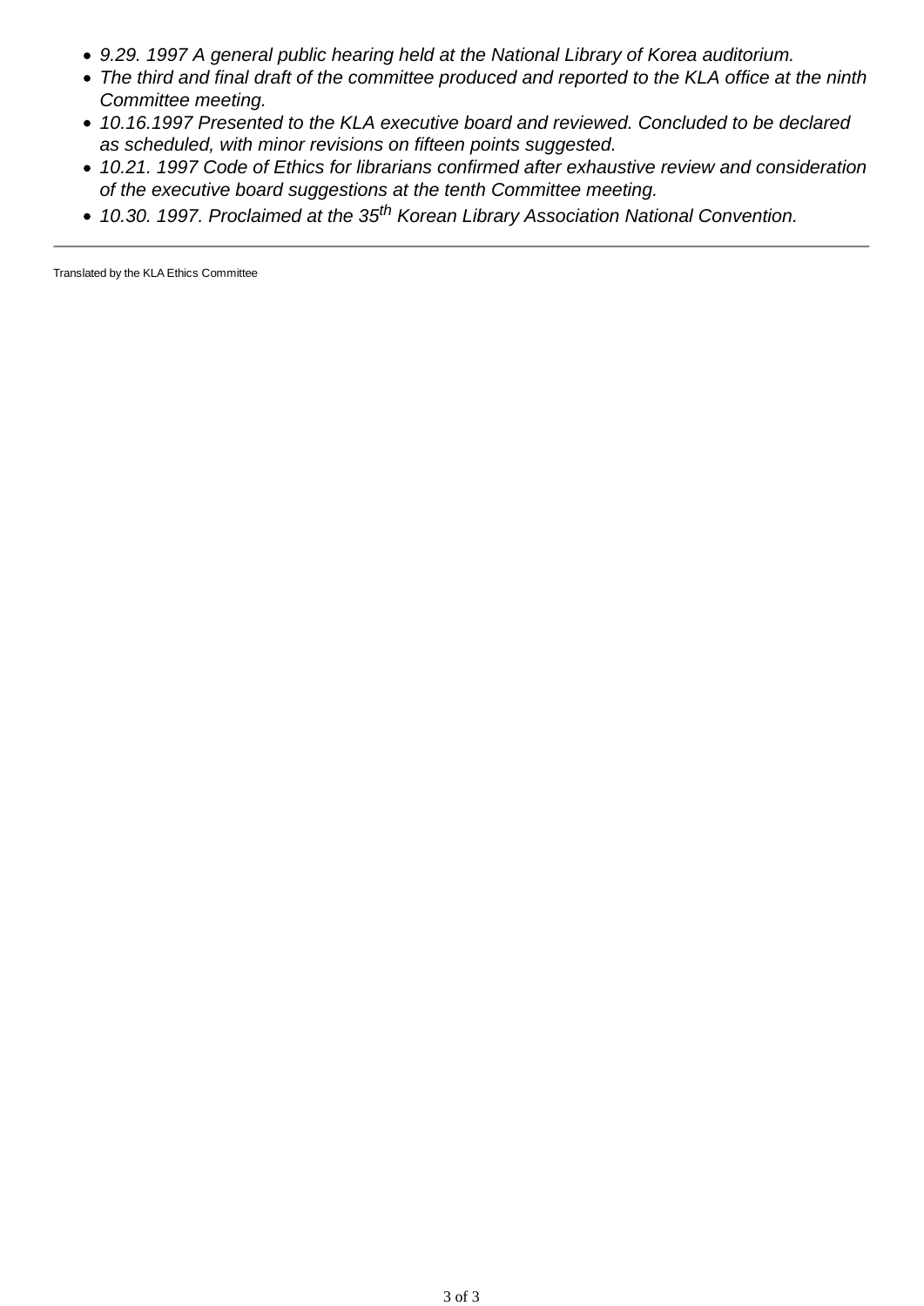- *9.29. 1997 A general public hearing held at the National Library of Korea auditorium.*
- *The third and final draft of the committee produced and reported to the KLA office at the ninth Committee meeting.*
- *10.16.1997 Presented to the KLA executive board and reviewed. Concluded to be declared as scheduled, with minor revisions on fifteen points suggested.*
- *10.21. 1997 Code of Ethics for librarians confirmed after exhaustive review and consideration of the executive board suggestions at the tenth Committee meeting.*
- *10.30. 1997. Proclaimed at the 35th Korean Library Association National Convention.*

---

Translated by the KLA Ethics Committee